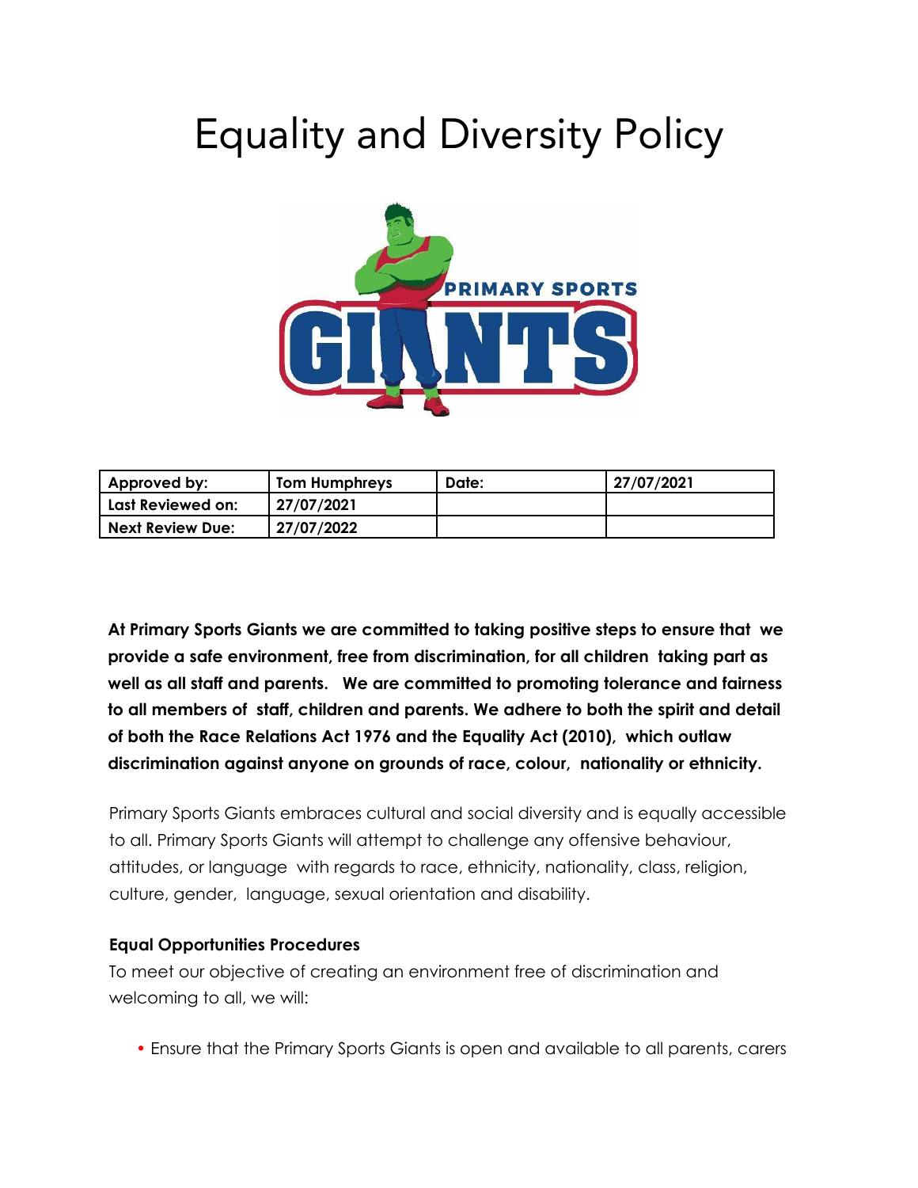# Equality and Diversity Policy

| Approved by: | Tom Humphreys | Date: | 27/07/2021 |
| --- | --- | --- | --- |
| Last Reviewed on: | 27/07/2021 | | |
| Next Review Due: | 27/07/2022 | | |

**At Primary Sports Giants we are committed to taking positive steps to ensure that we provide a safe environment, free from discrimination, for all children taking part as well as all staff and parents. We are committed to promoting tolerance and fairness to all members of staff, children and parents. We adhere to both the spirit and detail of both the Race Relations Act 1976 and the Equality Act (2010), which outlaw discrimination against anyone on grounds of race, colour, nationality or ethnicity.**

Primary Sports Giants embraces cultural and social diversity and is equally accessible to all. Primary Sports Giants will attempt to challenge any offensive behaviour, attitudes, or language with regards to race, ethnicity, nationality, class, religion, culture, gender, language, sexual orientation and disability.

**Equal Opportunities Procedures**

To meet our objective of creating an environment free of discrimination and welcoming to all, we will:

- Ensure that the Primary Sports Giants is open and available to all parents, carers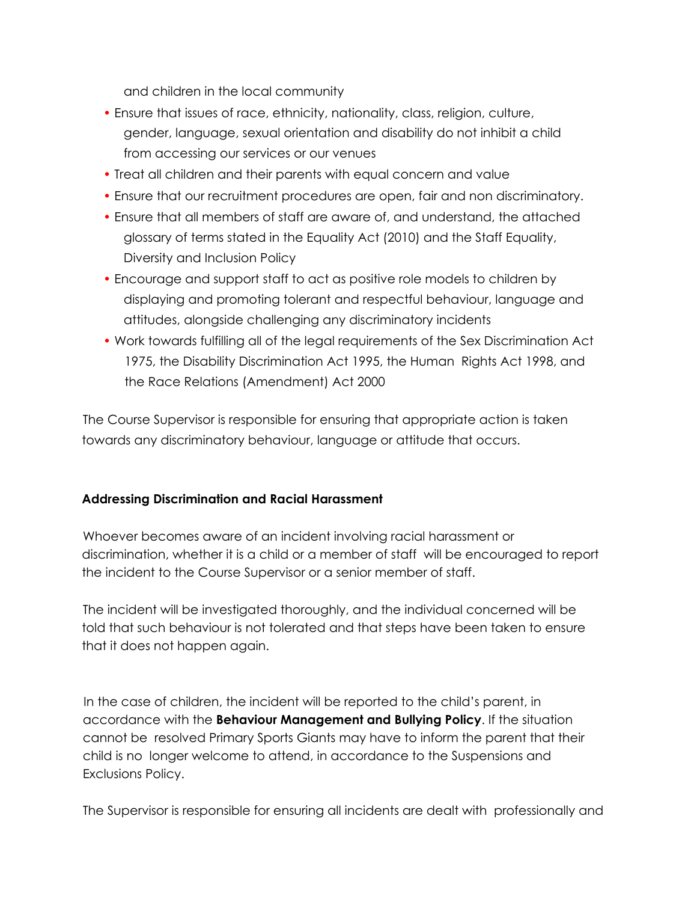and children in the local community

- Ensure that issues of race, ethnicity, nationality, class, religion, culture, gender, language, sexual orientation and disability do not inhibit a child from accessing our services or our venues
- Treat all children and their parents with equal concern and value
- Ensure that our recruitment procedures are open, fair and non discriminatory.
- Ensure that all members of staff are aware of, and understand, the attached glossary of terms stated in the Equality Act (2010) and the Staff Equality, Diversity and Inclusion Policy
- Encourage and support staff to act as positive role models to children by displaying and promoting tolerant and respectful behaviour, language and attitudes, alongside challenging any discriminatory incidents
- Work towards fulfilling all of the legal requirements of the Sex Discrimination Act 1975, the Disability Discrimination Act 1995, the Human Rights Act 1998, and the Race Relations (Amendment) Act 2000

The Course Supervisor is responsible for ensuring that appropriate action is taken towards any discriminatory behaviour, language or attitude that occurs.

**Addressing Discrimination and Racial Harassment**

Whoever becomes aware of an incident involving racial harassment or discrimination, whether it is a child or a member of staff will be encouraged to report the incident to the Course Supervisor or a senior member of staff.

The incident will be investigated thoroughly, and the individual concerned will be told that such behaviour is not tolerated and that steps have been taken to ensure that it does not happen again.

In the case of children, the incident will be reported to the child's parent, in accordance with the **Behaviour Management and Bullying Policy**. If the situation cannot be resolved Primary Sports Giants may have to inform the parent that their child is no longer welcome to attend, in accordance to the Suspensions and Exclusions Policy.

The Supervisor is responsible for ensuring all incidents are dealt with professionally and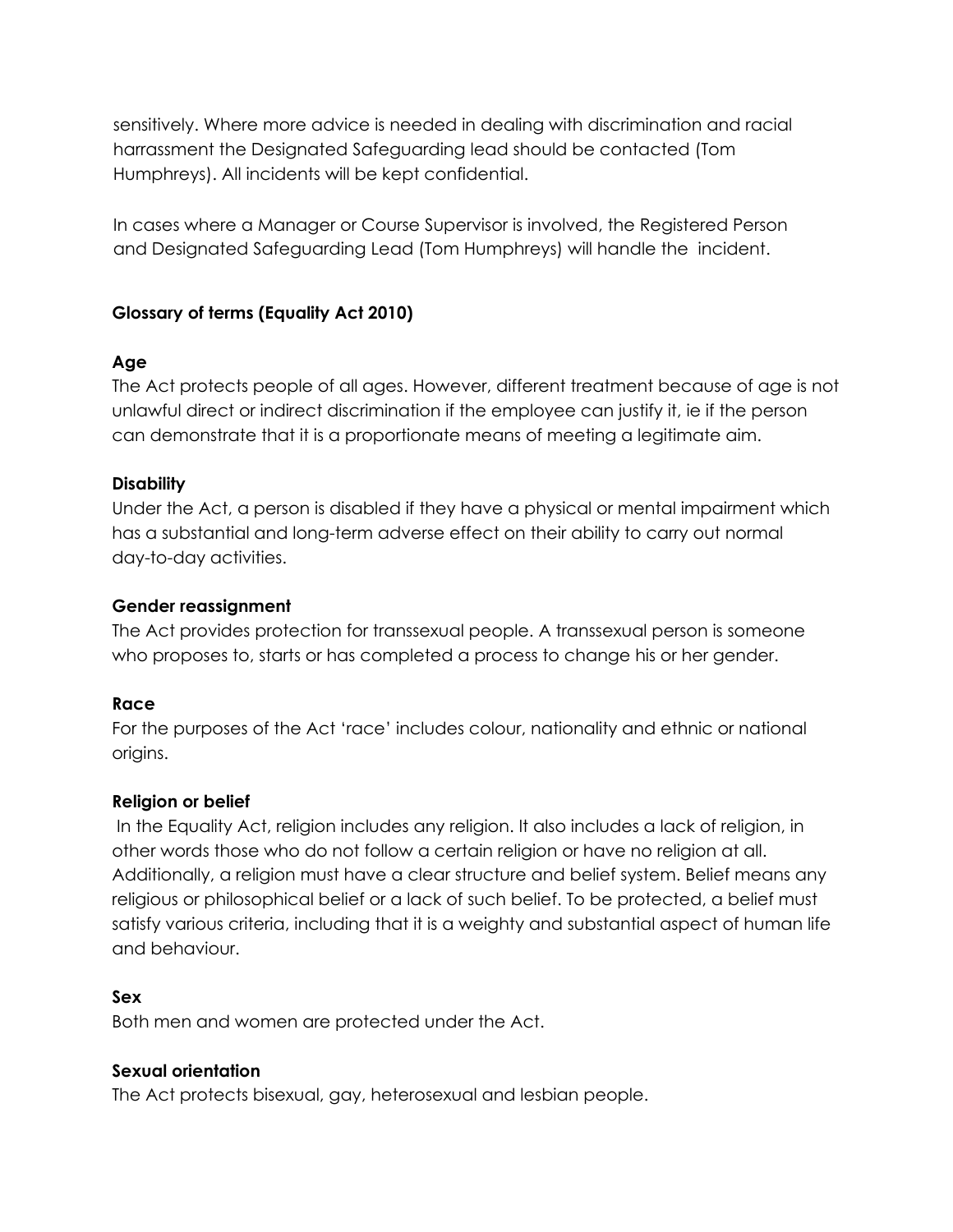sensitively. Where more advice is needed in dealing with discrimination and racial harrassment the Designated Safeguarding lead should be contacted (Tom Humphreys). All incidents will be kept confidential.

In cases where a Manager or Course Supervisor is involved, the Registered Person and Designated Safeguarding Lead (Tom Humphreys) will handle the incident.

## Glossary of terms (Equality Act 2010)

### Age

The Act protects people of all ages. However, different treatment because of age is not unlawful direct or indirect discrimination if the employee can justify it, ie if the person can demonstrate that it is a proportionate means of meeting a legitimate aim.

### Disability

Under the Act, a person is disabled if they have a physical or mental impairment which has a substantial and long-term adverse effect on their ability to carry out normal day-to-day activities.

### Gender reassignment

The Act provides protection for transsexual people. A transsexual person is someone who proposes to, starts or has completed a process to change his or her gender.

### Race

For the purposes of the Act 'race' includes colour, nationality and ethnic or national origins.

### Religion or belief

In the Equality Act, religion includes any religion. It also includes a lack of religion, in other words those who do not follow a certain religion or have no religion at all. Additionally, a religion must have a clear structure and belief system. Belief means any religious or philosophical belief or a lack of such belief. To be protected, a belief must satisfy various criteria, including that it is a weighty and substantial aspect of human life and behaviour.

### Sex

Both men and women are protected under the Act.

### Sexual orientation

The Act protects bisexual, gay, heterosexual and lesbian people.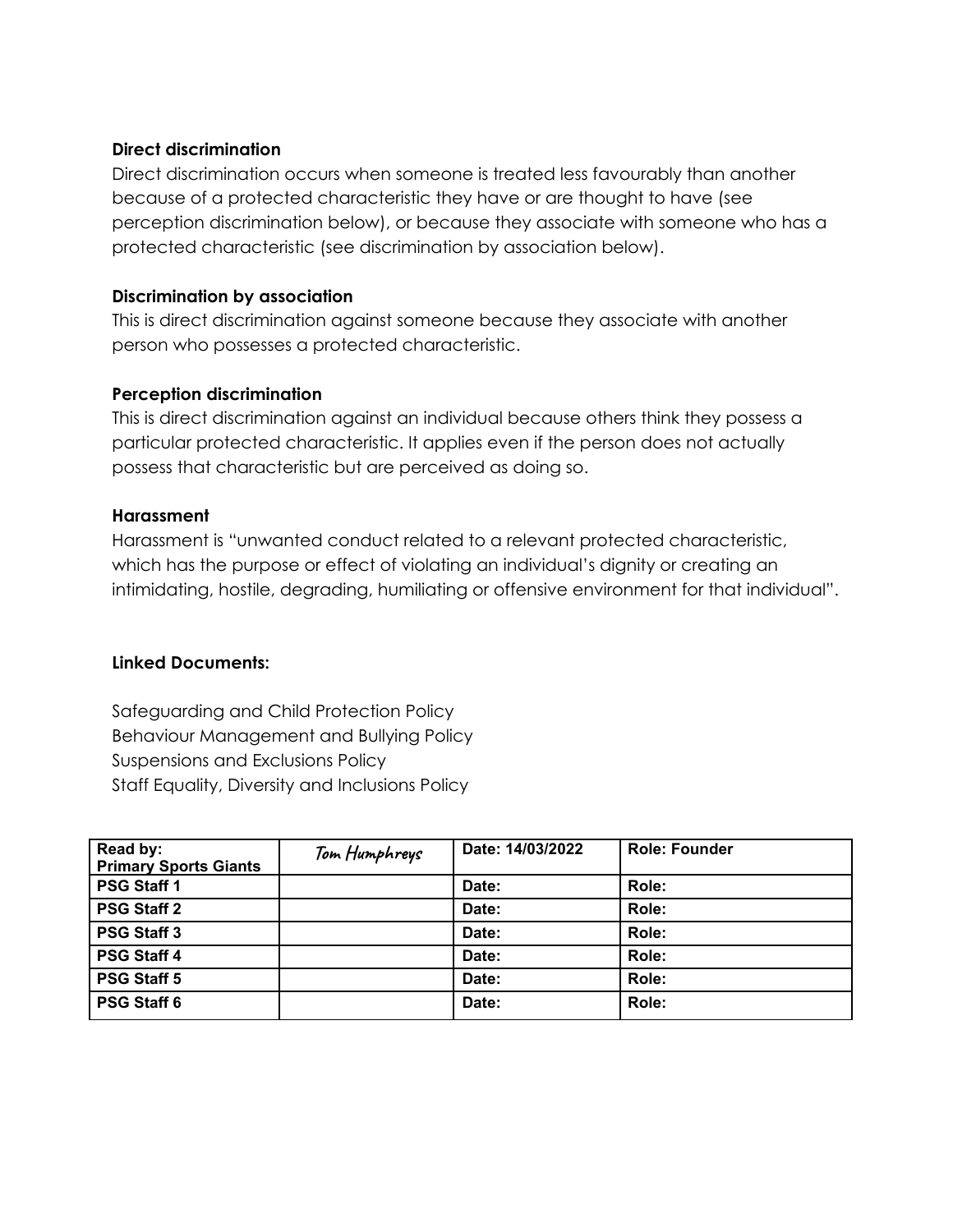**Direct discrimination**

Direct discrimination occurs when someone is treated less favourably than another because of a protected characteristic they have or are thought to have (see perception discrimination below), or because they associate with someone who has a protected characteristic (see discrimination by association below).

**Discrimination by association**

This is direct discrimination against someone because they associate with another person who possesses a protected characteristic.

**Perception discrimination**

This is direct discrimination against an individual because others think they possess a particular protected characteristic. It applies even if the person does not actually possess that characteristic but are perceived as doing so.

**Harassment**

Harassment is "unwanted conduct related to a relevant protected characteristic, which has the purpose or effect of violating an individual's dignity or creating an intimidating, hostile, degrading, humiliating or offensive environment for that individual".

**Linked Documents:**

Safeguarding and Child Protection Policy
Behaviour Management and Bullying Policy
Suspensions and Exclusions Policy
Staff Equality, Diversity and Inclusions Policy

| **Read by: Primary Sports Giants** | Tom Humphreys | **Date: 14/03/2022** | **Role: Founder** |
|---|---|---|---|
| **PSG Staff 1** | | **Date:** | **Role:** |
| **PSG Staff 2** | | **Date:** | **Role:** |
| **PSG Staff 3** | | **Date:** | **Role:** |
| **PSG Staff 4** | | **Date:** | **Role:** |
| **PSG Staff 5** | | **Date:** | **Role:** |
| **PSG Staff 6** | | **Date:** | **Role:** |